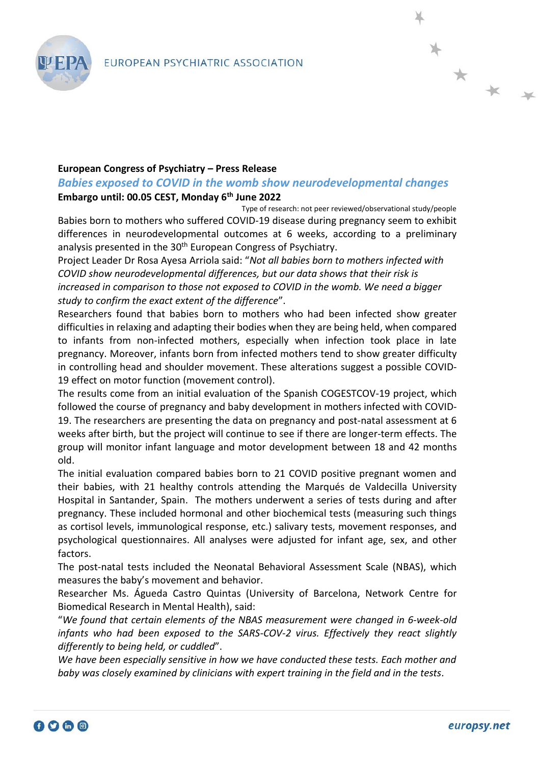**European Congress of Psychiatry – Press Release**

## *Babies exposed to COVID in the womb show neurodevelopmental changes*

**Embargo until: 00.05 CEST, Monday 6th June 2022**

Type of research: not peer reviewed/observational study/people

Babies born to mothers who suffered COVID-19 disease during pregnancy seem to exhibit differences in neurodevelopmental outcomes at 6 weeks, according to a preliminary analysis presented in the 30th European Congress of Psychiatry.

Project Leader Dr Rosa Ayesa Arriola said: "*Not all babies born to mothers infected with COVID show neurodevelopmental differences, but our data shows that their risk is increased in comparison to those not exposed to COVID in the womb. We need a bigger study to confirm the exact extent of the difference*".

Researchers found that babies born to mothers who had been infected show greater difficulties in relaxing and adapting their bodies when they are being held, when compared to infants from non-infected mothers, especially when infection took place in late pregnancy. Moreover, infants born from infected mothers tend to show greater difficulty in controlling head and shoulder movement. These alterations suggest a possible COVID-19 effect on motor function (movement control).

The results come from an initial evaluation of the Spanish COGESTCOV-19 project, which followed the course of pregnancy and baby development in mothers infected with COVID-19. The researchers are presenting the data on pregnancy and post-natal assessment at 6 weeks after birth, but the project will continue to see if there are longer-term effects. The group will monitor infant language and motor development between 18 and 42 months old.

The initial evaluation compared babies born to 21 COVID positive pregnant women and their babies, with 21 healthy controls attending the Marqués de Valdecilla University Hospital in Santander, Spain. The mothers underwent a series of tests during and after pregnancy. These included hormonal and other biochemical tests (measuring such things as cortisol levels, immunological response, etc.) salivary tests, movement responses, and psychological questionnaires. All analyses were adjusted for infant age, sex, and other factors.

The post-natal tests included the Neonatal Behavioral Assessment Scale (NBAS), which measures the baby's movement and behavior.

Researcher Ms. Águeda Castro Quintas (University of Barcelona, Network Centre for Biomedical Research in Mental Health), said:

"*We found that certain elements of the NBAS measurement were changed in 6-week-old infants who had been exposed to the SARS-COV-2 virus. Effectively they react slightly differently to being held, or cuddled*".

*We have been especially sensitive in how we have conducted these tests. Each mother and baby was closely examined by clinicians with expert training in the field and in the tests.*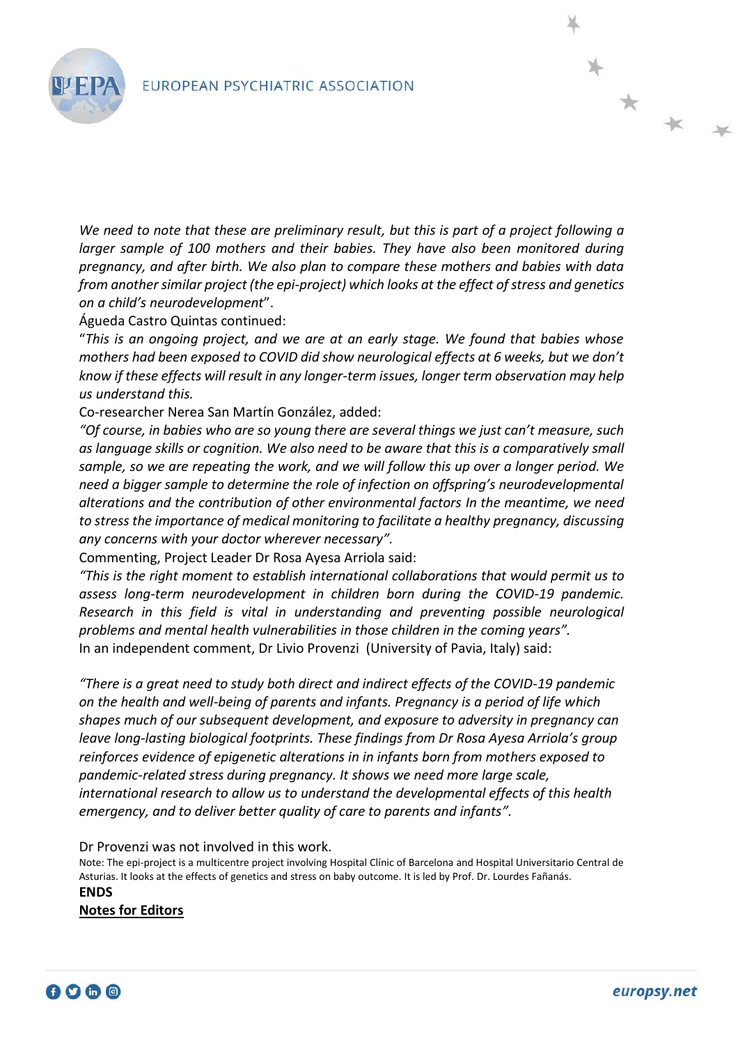*We need to note that these are preliminary result, but this is part of a project following a larger sample of 100 mothers and their babies. They have also been monitored during pregnancy, and after birth. We also plan to compare these mothers and babies with data from another similar project (the epi-project) which looks at the effect of stress and genetics on a child's neurodevelopment*".

Águeda Castro Quintas continued:

"*This is an ongoing project, and we are at an early stage. We found that babies whose mothers had been exposed to COVID did show neurological effects at 6 weeks, but we don't know if these effects will result in any longer-term issues, longer term observation may help us understand this.*

Co-researcher Nerea San Martín González, added:

*"Of course, in babies who are so young there are several things we just can't measure, such as language skills or cognition. We also need to be aware that this is a comparatively small sample, so we are repeating the work, and we will follow this up over a longer period. We need a bigger sample to determine the role of infection on offspring's neurodevelopmental alterations and the contribution of other environmental factors In the meantime, we need to stress the importance of medical monitoring to facilitate a healthy pregnancy, discussing any concerns with your doctor wherever necessary".*

Commenting, Project Leader Dr Rosa Ayesa Arriola said:

*"This is the right moment to establish international collaborations that would permit us to assess long-term neurodevelopment in children born during the COVID-19 pandemic. Research in this field is vital in understanding and preventing possible neurological problems and mental health vulnerabilities in those children in the coming years".*

In an independent comment, Dr Livio Provenzi (University of Pavia, Italy) said:

*"There is a great need to study both direct and indirect effects of the COVID-19 pandemic on the health and well-being of parents and infants. Pregnancy is a period of life which shapes much of our subsequent development, and exposure to adversity in pregnancy can leave long-lasting biological footprints. These findings from Dr Rosa Ayesa Arriola's group reinforces evidence of epigenetic alterations in in infants born from mothers exposed to pandemic-related stress during pregnancy. It shows we need more large scale, international research to allow us to understand the developmental effects of this health emergency, and to deliver better quality of care to parents and infants".*

Dr Provenzi was not involved in this work.

Note: The epi-project is a multicentre project involving Hospital Clínic of Barcelona and Hospital Universitario Central de Asturias. It looks at the effects of genetics and stress on baby outcome. It is led by Prof. Dr. Lourdes Fañanás.

**ENDS**

**Notes for Editors**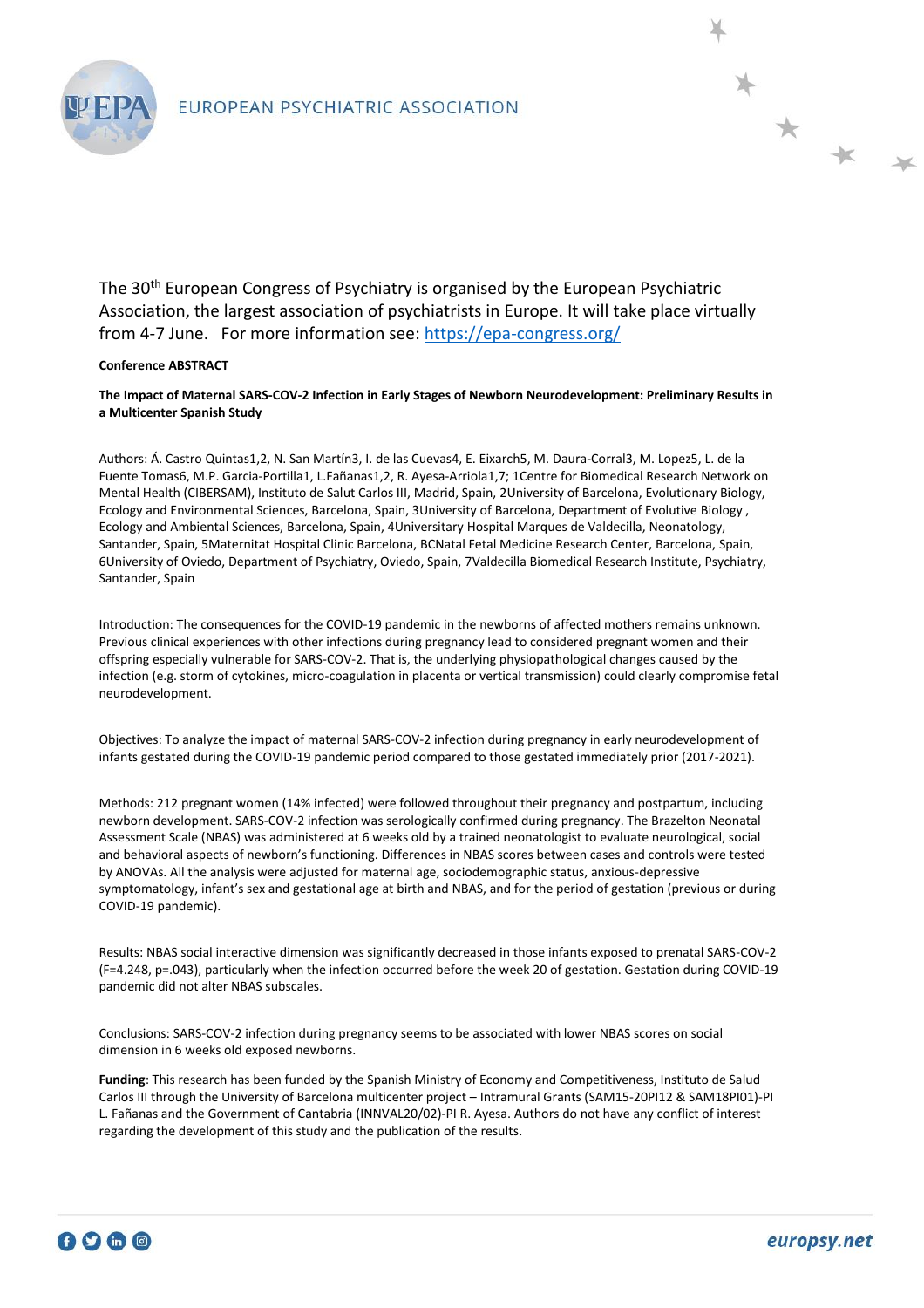The 30th European Congress of Psychiatry is organised by the European Psychiatric Association, the largest association of psychiatrists in Europe. It will take place virtually from 4-7 June. For more information see: https://epa-congress.org/

**Conference ABSTRACT**

**The Impact of Maternal SARS-COV-2 Infection in Early Stages of Newborn Neurodevelopment: Preliminary Results in a Multicenter Spanish Study**

Authors: Á. Castro Quintas1,2, N. San Martín3, I. de las Cuevas4, E. Eixarch5, M. Daura-Corral3, M. Lopez5, L. de la Fuente Tomas6, M.P. Garcia-Portilla1, L.Fañanas1,2, R. Ayesa-Arriola1,7; 1Centre for Biomedical Research Network on Mental Health (CIBERSAM), Instituto de Salut Carlos III, Madrid, Spain, 2University of Barcelona, Evolutionary Biology, Ecology and Environmental Sciences, Barcelona, Spain, 3University of Barcelona, Department of Evolutive Biology , Ecology and Ambiental Sciences, Barcelona, Spain, 4Universitary Hospital Marques de Valdecilla, Neonatology, Santander, Spain, 5Maternitat Hospital Clinic Barcelona, BCNatal Fetal Medicine Research Center, Barcelona, Spain, 6University of Oviedo, Department of Psychiatry, Oviedo, Spain, 7Valdecilla Biomedical Research Institute, Psychiatry, Santander, Spain

Introduction: The consequences for the COVID-19 pandemic in the newborns of affected mothers remains unknown. Previous clinical experiences with other infections during pregnancy lead to considered pregnant women and their offspring especially vulnerable for SARS-COV-2. That is, the underlying physiopathological changes caused by the infection (e.g. storm of cytokines, micro-coagulation in placenta or vertical transmission) could clearly compromise fetal neurodevelopment.

Objectives: To analyze the impact of maternal SARS-COV-2 infection during pregnancy in early neurodevelopment of infants gestated during the COVID-19 pandemic period compared to those gestated immediately prior (2017-2021).

Methods: 212 pregnant women (14% infected) were followed throughout their pregnancy and postpartum, including newborn development. SARS-COV-2 infection was serologically confirmed during pregnancy. The Brazelton Neonatal Assessment Scale (NBAS) was administered at 6 weeks old by a trained neonatologist to evaluate neurological, social and behavioral aspects of newborn's functioning. Differences in NBAS scores between cases and controls were tested by ANOVAs. All the analysis were adjusted for maternal age, sociodemographic status, anxious-depressive symptomatology, infant's sex and gestational age at birth and NBAS, and for the period of gestation (previous or during COVID-19 pandemic).

Results: NBAS social interactive dimension was significantly decreased in those infants exposed to prenatal SARS-COV-2 ($F=4.248$, $p=.043$), particularly when the infection occurred before the week 20 of gestation. Gestation during COVID-19 pandemic did not alter NBAS subscales.

Conclusions: SARS-COV-2 infection during pregnancy seems to be associated with lower NBAS scores on social dimension in 6 weeks old exposed newborns.

**Funding**: This research has been funded by the Spanish Ministry of Economy and Competitiveness, Instituto de Salud Carlos III through the University of Barcelona multicenter project – Intramural Grants (SAM15-20PI12 & SAM18PI01)-PI L. Fañanas and the Government of Cantabria (INNVAL20/02)-PI R. Ayesa. Authors do not have any conflict of interest regarding the development of this study and the publication of the results.